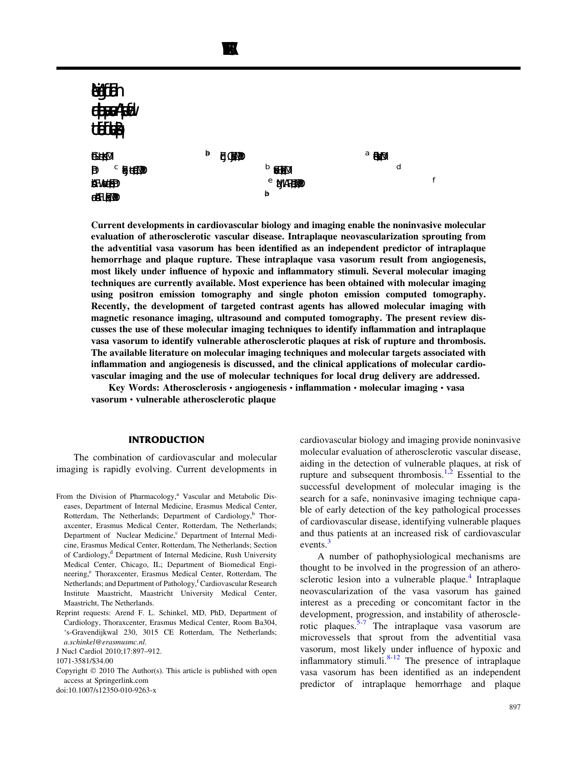**Current developments in cardiovascular biology and imaging enable the noninvasive molecular evaluation of atherosclerotic vascular disease. Intraplaque neovascularization sprouting from the adventitial vasa vasorum has been identified as an independent predictor of intraplaque hemorrhage and plaque rupture. These intraplaque vasa vasorum result from angiogenesis, most likely under influence of hypoxic and inflammatory stimuli. Several molecular imaging techniques are currently available. Most experience has been obtained with molecular imaging using positron emission tomography and single photon emission computed tomography. Recently, the development of targeted contrast agents has allowed molecular imaging with magnetic resonance imaging, ultrasound and computed tomography. The present review discusses the use of these molecular imaging techniques to identify inflammation and intraplaque vasa vasorum to identify vulnerable atherosclerotic plaques at risk of rupture and thrombosis. The available literature on molecular imaging techniques and molecular targets associated with inflammation and angiogenesis is discussed, and the clinical applications of molecular cardiovascular imaging and the use of molecular techniques for local drug delivery are addressed.**

**Key Words: Atherosclerosis • angiogenesis • inflammation • molecular imaging • vasa vasorum • vulnerable atherosclerotic plaque**

## INTRODUCTION

The combination of cardiovascular and molecular imaging is rapidly evolving. Current developments in cardiovascular biology and imaging provide noninvasive molecular evaluation of atherosclerotic vascular disease, aiding in the detection of vulnerable plaques, at risk of rupture and subsequent thrombosis.[1,2] Essential to the successful development of molecular imaging is the search for a safe, noninvasive imaging technique capable of early detection of the key pathological processes of cardiovascular disease, identifying vulnerable plaques and thus patients at an increased risk of cardiovascular events.[3]

A number of pathophysiological mechanisms are thought to be involved in the progression of an atherosclerotic lesion into a vulnerable plaque.[4] Intraplaque neovascularization of the vasa vasorum has gained interest as a preceding or concomitant factor in the development, progression, and instability of atherosclerotic plaques.[5-7] The intraplaque vasa vasorum are microvessels that sprout from the adventitial vasa vasorum, most likely under influence of hypoxic and inflammatory stimuli.[8-12] The presence of intraplaque vasa vasorum has been identified as an independent predictor of intraplaque hemorrhage and plaque

From the Division of Pharmacology,[a] Vascular and Metabolic Diseases, Department of Internal Medicine, Erasmus Medical Center, Rotterdam, The Netherlands; Department of Cardiology,[b] Thoraxcenter, Erasmus Medical Center, Rotterdam, The Netherlands; Department of Nuclear Medicine,[c] Department of Internal Medicine, Erasmus Medical Center, Rotterdam, The Netherlands; Section of Cardiology,[d] Department of Internal Medicine, Rush University Medical Center, Chicago, IL; Department of Biomedical Engineering,[e] Thoraxcenter, Erasmus Medical Center, Rotterdam, The Netherlands; and Department of Pathology,[f] Cardiovascular Research Institute Maastricht, Maastricht University Medical Center, Maastricht, The Netherlands.

Reprint requests: Arend F. L. Schinkel, MD, PhD, Department of Cardiology, Thoraxcenter, Erasmus Medical Center, Room Ba304, 's-Gravendijkwal 230, 3015 CE Rotterdam, The Netherlands; *a.schinkel@erasmusmc.nl*.

J Nucl Cardiol 2010;17:897–912.

1071-3581/$34.00

Copyright © 2010 The Author(s). This article is published with open access at Springerlink.com

doi:10.1007/s12350-010-9263-x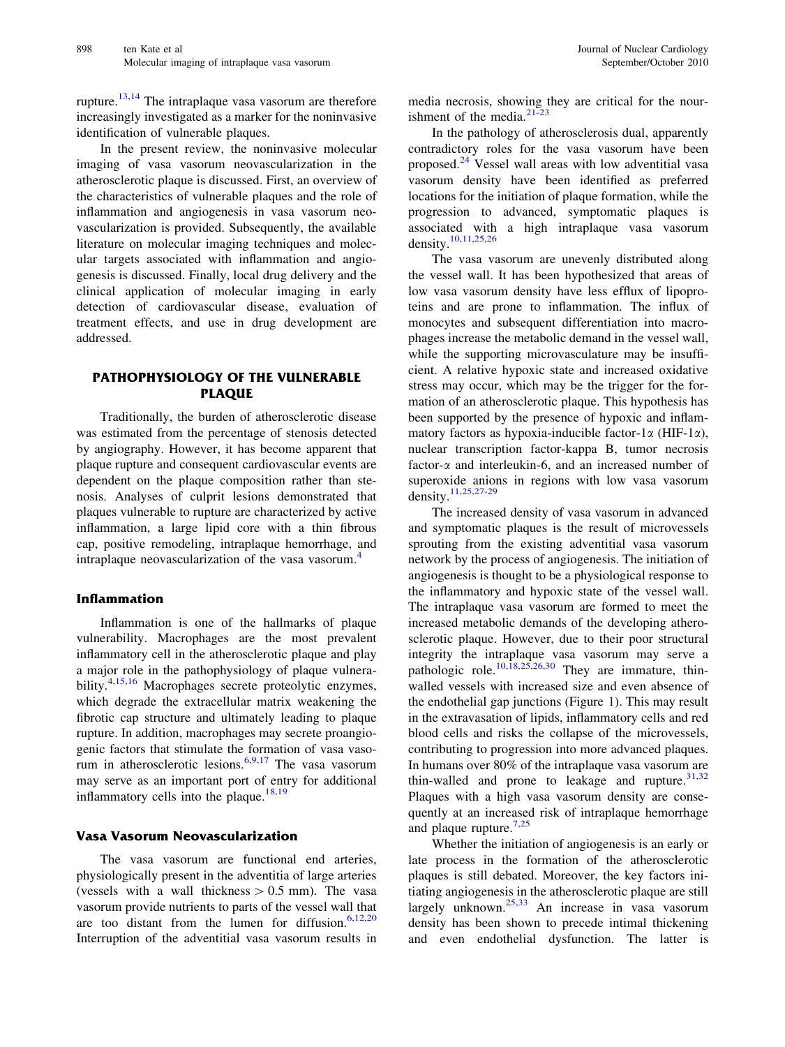rupture.[13,14] The intraplaque vasa vasorum are therefore increasingly investigated as a marker for the noninvasive identification of vulnerable plaques.

In the present review, the noninvasive molecular imaging of vasa vasorum neovascularization in the atherosclerotic plaque is discussed. First, an overview of the characteristics of vulnerable plaques and the role of inflammation and angiogenesis in vasa vasorum neovascularization is provided. Subsequently, the available literature on molecular imaging techniques and molecular targets associated with inflammation and angiogenesis is discussed. Finally, local drug delivery and the clinical application of molecular imaging in early detection of cardiovascular disease, evaluation of treatment effects, and use in drug development are addressed.

## PATHOPHYSIOLOGY OF THE VULNERABLE PLAQUE

Traditionally, the burden of atherosclerotic disease was estimated from the percentage of stenosis detected by angiography. However, it has become apparent that plaque rupture and consequent cardiovascular events are dependent on the plaque composition rather than stenosis. Analyses of culprit lesions demonstrated that plaques vulnerable to rupture are characterized by active inflammation, a large lipid core with a thin fibrous cap, positive remodeling, intraplaque hemorrhage, and intraplaque neovascularization of the vasa vasorum.[4]

### Inflammation

Inflammation is one of the hallmarks of plaque vulnerability. Macrophages are the most prevalent inflammatory cell in the atherosclerotic plaque and play a major role in the pathophysiology of plaque vulnerability.[4,15,16] Macrophages secrete proteolytic enzymes, which degrade the extracellular matrix weakening the fibrotic cap structure and ultimately leading to plaque rupture. In addition, macrophages may secrete proangiogenic factors that stimulate the formation of vasa vasorum in atherosclerotic lesions.[6,9,17] The vasa vasorum may serve as an important port of entry for additional inflammatory cells into the plaque.[18,19]

### Vasa Vasorum Neovascularization

The vasa vasorum are functional end arteries, physiologically present in the adventitia of large arteries (vessels with a wall thickness > 0.5 mm). The vasa vasorum provide nutrients to parts of the vessel wall that are too distant from the lumen for diffusion.[6,12,20] Interruption of the adventitial vasa vasorum results in media necrosis, showing they are critical for the nourishment of the media.[21-23]

In the pathology of atherosclerosis dual, apparently contradictory roles for the vasa vasorum have been proposed.[24] Vessel wall areas with low adventitial vasa vasorum density have been identified as preferred locations for the initiation of plaque formation, while the progression to advanced, symptomatic plaques is associated with a high intraplaque vasa vasorum density.[10,11,25,26]

The vasa vasorum are unevenly distributed along the vessel wall. It has been hypothesized that areas of low vasa vasorum density have less efflux of lipoproteins and are prone to inflammation. The influx of monocytes and subsequent differentiation into macrophages increase the metabolic demand in the vessel wall, while the supporting microvasculature may be insufficient. A relative hypoxic state and increased oxidative stress may occur, which may be the trigger for the formation of an atherosclerotic plaque. This hypothesis has been supported by the presence of hypoxic and inflammatory factors as hypoxia-inducible factor-1$\alpha$ (HIF-1$\alpha$), nuclear transcription factor-kappa B, tumor necrosis factor-$\alpha$ and interleukin-6, and an increased number of superoxide anions in regions with low vasa vasorum density.[11,25,27-29]

The increased density of vasa vasorum in advanced and symptomatic plaques is the result of microvessels sprouting from the existing adventitial vasa vasorum network by the process of angiogenesis. The initiation of angiogenesis is thought to be a physiological response to the inflammatory and hypoxic state of the vessel wall. The intraplaque vasa vasorum are formed to meet the increased metabolic demands of the developing atherosclerotic plaque. However, due to their poor structural integrity the intraplaque vasa vasorum may serve a pathologic role.[10,18,25,26,30] They are immature, thin-walled vessels with increased size and even absence of the endothelial gap junctions (Figure 1). This may result in the extravasation of lipids, inflammatory cells and red blood cells and risks the collapse of the microvessels, contributing to progression into more advanced plaques. In humans over 80% of the intraplaque vasa vasorum are thin-walled and prone to leakage and rupture.[31,32] Plaques with a high vasa vasorum density are consequently at an increased risk of intraplaque hemorrhage and plaque rupture.[7,25]

Whether the initiation of angiogenesis is an early or late process in the formation of the atherosclerotic plaques is still debated. Moreover, the key factors initiating angiogenesis in the atherosclerotic plaque are still largely unknown.[25,33] An increase in vasa vasorum density has been shown to precede intimal thickening and even endothelial dysfunction. The latter is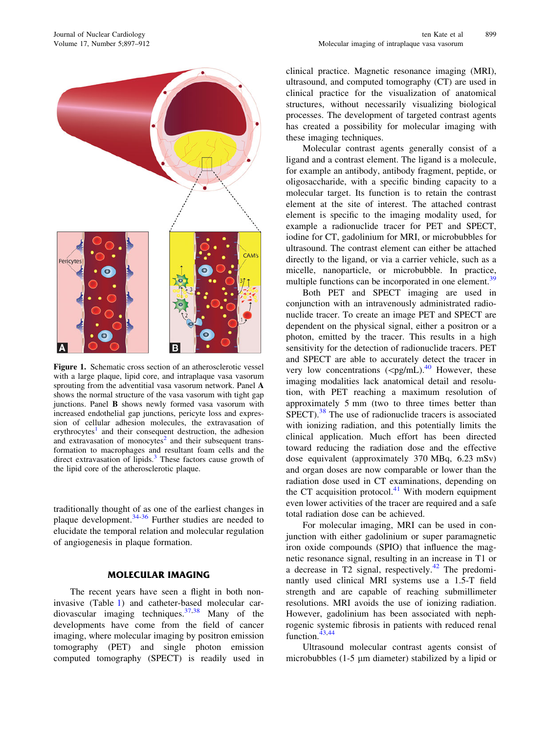Figure 1. Schematic cross section of an atherosclerotic vessel with a large plaque, lipid core, and intraplaque vasa vasorum sprouting from the adventitial vasa vasorum network. Panel **A** shows the normal structure of the vasa vasorum with tight gap junctions. Panel **B** shows newly formed vasa vasorum with increased endothelial gap junctions, pericyte loss and expression of cellular adhesion molecules, the extravasation of erythrocytes[1] and their consequent destruction, the adhesion and extravasation of monocytes[2] and their subsequent transformation to macrophages and resultant foam cells and the direct extravasation of lipids.[3] These factors cause growth of the lipid core of the atherosclerotic plaque.

traditionally thought of as one of the earliest changes in plaque development.[34-36] Further studies are needed to elucidate the temporal relation and molecular regulation of angiogenesis in plaque formation.

## MOLECULAR IMAGING

The recent years have seen a flight in both non-invasive (Table 1) and catheter-based molecular cardiovascular imaging techniques.[37,38] Many of the developments have come from the field of cancer imaging, where molecular imaging by positron emission tomography (PET) and single photon emission computed tomography (SPECT) is readily used in clinical practice. Magnetic resonance imaging (MRI), ultrasound, and computed tomography (CT) are used in clinical practice for the visualization of anatomical structures, without necessarily visualizing biological processes. The development of targeted contrast agents has created a possibility for molecular imaging with these imaging techniques.

Molecular contrast agents generally consist of a ligand and a contrast element. The ligand is a molecule, for example an antibody, antibody fragment, peptide, or oligosaccharide, with a specific binding capacity to a molecular target. Its function is to retain the contrast element at the site of interest. The attached contrast element is specific to the imaging modality used, for example a radionuclide tracer for PET and SPECT, iodine for CT, gadolinium for MRI, or microbubbles for ultrasound. The contrast element can either be attached directly to the ligand, or via a carrier vehicle, such as a micelle, nanoparticle, or microbubble. In practice, multiple functions can be incorporated in one element.[39]

Both PET and SPECT imaging are used in conjunction with an intravenously administered radionuclide tracer. To create an image PET and SPECT are dependent on the physical signal, either a positron or a photon, emitted by the tracer. This results in a high sensitivity for the detection of radionuclide tracers. PET and SPECT are able to accurately detect the tracer in very low concentrations (<pg/mL).[40] However, these imaging modalities lack anatomical detail and resolution, with PET reaching a maximum resolution of approximately 5 mm (two to three times better than SPECT).[38] The use of radionuclide tracers is associated with ionizing radiation, and this potentially limits the clinical application. Much effort has been directed toward reducing the radiation dose and the effective dose equivalent (approximately 370 MBq, 6.23 mSv) and organ doses are now comparable or lower than the radiation dose used in CT examinations, depending on the CT acquisition protocol.[41] With modern equipment even lower activities of the tracer are required and a safe total radiation dose can be achieved.

For molecular imaging, MRI can be used in conjunction with either gadolinium or super paramagnetic iron oxide compounds (SPIO) that influence the magnetic resonance signal, resulting in an increase in T1 or a decrease in T2 signal, respectively.[42] The predominantly used clinical MRI systems use a 1.5-T field strength and are capable of reaching submillimeter resolutions. MRI avoids the use of ionizing radiation. However, gadolinium has been associated with nephrogenic systemic fibrosis in patients with reduced renal function.[43,44]

Ultrasound molecular contrast agents consist of microbubbles (1-5 μm diameter) stabilized by a lipid or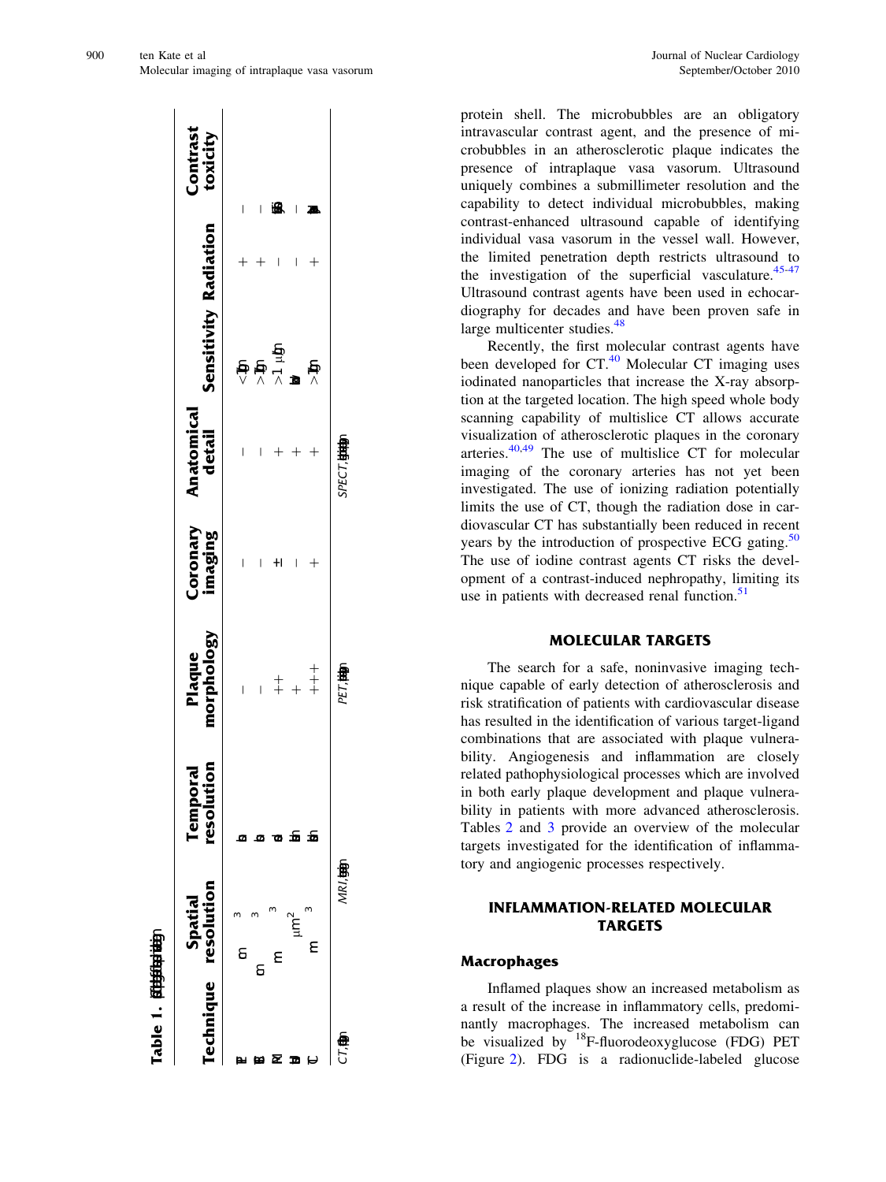**Table 1.**

| Technique | Spatial resolution | Temporal resolution | Plaque morphology | Coronary imaging | Anatomical detail | Sensitivity | Radiation | Contrast toxicity |
|---|---|---|---|---|---|---|---|---|
| | m$^3$ | | – | – | – | < | + | – |
| | m$^3$ | | – | – | – | > | + | – |
| | m$^3$ | | ++ | ± | + | >1 μ | – | |
| | μm$^2$ | | + | – | + | | – | – |
| | m$^3$ | | +++ | + | + | > | + | |

*CT*, ; *MRI*, ; *PET*, ; *SPECT*,

protein shell. The microbubbles are an obligatory intravascular contrast agent, and the presence of microbubbles in an atherosclerotic plaque indicates the presence of intraplaque vasa vasorum. Ultrasound uniquely combines a submillimeter resolution and the capability to detect individual microbubbles, making contrast-enhanced ultrasound capable of identifying individual vasa vasorum in the vessel wall. However, the limited penetration depth restricts ultrasound to the investigation of the superficial vasculature.[45-47] Ultrasound contrast agents have been used in echocardiography for decades and have been proven safe in large multicenter studies.[48]

Recently, the first molecular contrast agents have been developed for CT.[40] Molecular CT imaging uses iodinated nanoparticles that increase the X-ray absorption at the targeted location. The high speed whole body scanning capability of multislice CT allows accurate visualization of atherosclerotic plaques in the coronary arteries.[40,49] The use of multislice CT for molecular imaging of the coronary arteries has not yet been investigated. The use of ionizing radiation potentially limits the use of CT, though the radiation dose in cardiovascular CT has substantially been reduced in recent years by the introduction of prospective ECG gating.[50] The use of iodine contrast agents CT risks the development of a contrast-induced nephropathy, limiting its use in patients with decreased renal function.[51]

## MOLECULAR TARGETS

The search for a safe, noninvasive imaging technique capable of early detection of atherosclerosis and risk stratification of patients with cardiovascular disease has resulted in the identification of various target-ligand combinations that are associated with plaque vulnerability. Angiogenesis and inflammation are closely related pathophysiological processes which are involved in both early plaque development and plaque vulnerability in patients with more advanced atherosclerosis. Tables 2 and 3 provide an overview of the molecular targets investigated for the identification of inflammatory and angiogenic processes respectively.

## INFLAMMATION-RELATED MOLECULAR TARGETS

### Macrophages

Inflamed plaques show an increased metabolism as a result of the increase in inflammatory cells, predominantly macrophages. The increased metabolism can be visualized by $^{18}$F-fluorodeoxyglucose (FDG) PET (Figure 2). FDG is a radionuclide-labeled glucose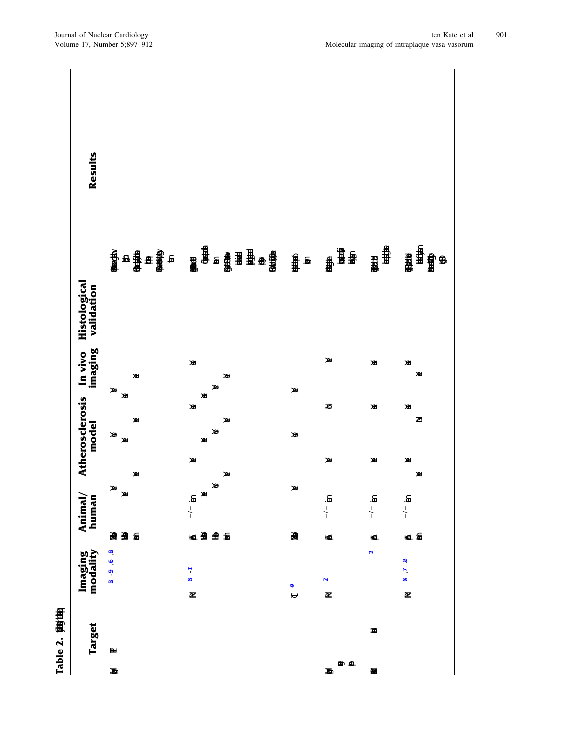**Table 2.**

| Target | Imaging modality | Animal/ human | Atherosclerosis model | In vivo imaging | Histological validation | Results |
| --- | --- | --- | --- | --- | --- | --- |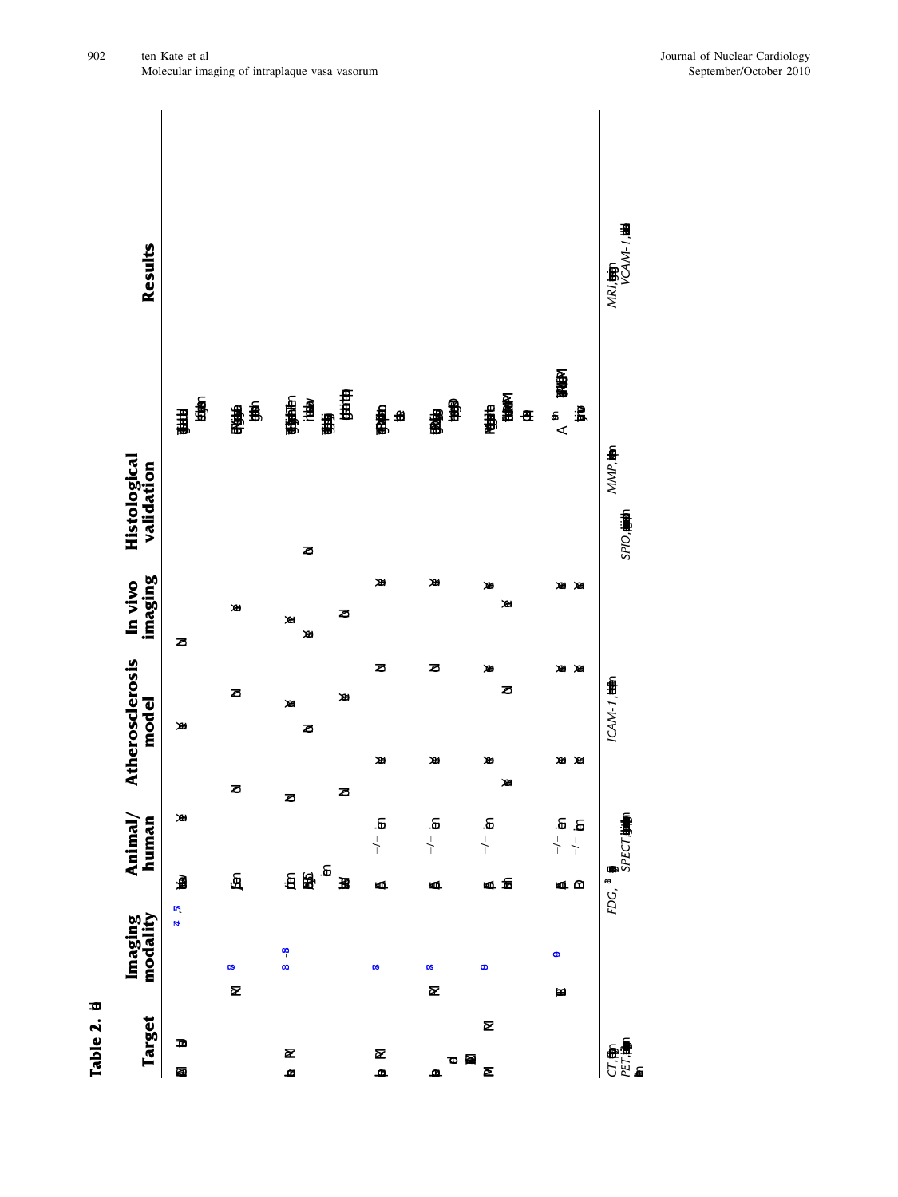**Table 2.**

| Target | Imaging modality | Animal/human | Atherosclerosis model | In vivo imaging | Histological validation | Results |
|---|---|---|---|---|---|---|

*CT*, *PET*, *FDG*, *SPECT*, *ICAM-1*, *SPIO*, *MMP*, *MRI*, *VCAM-1*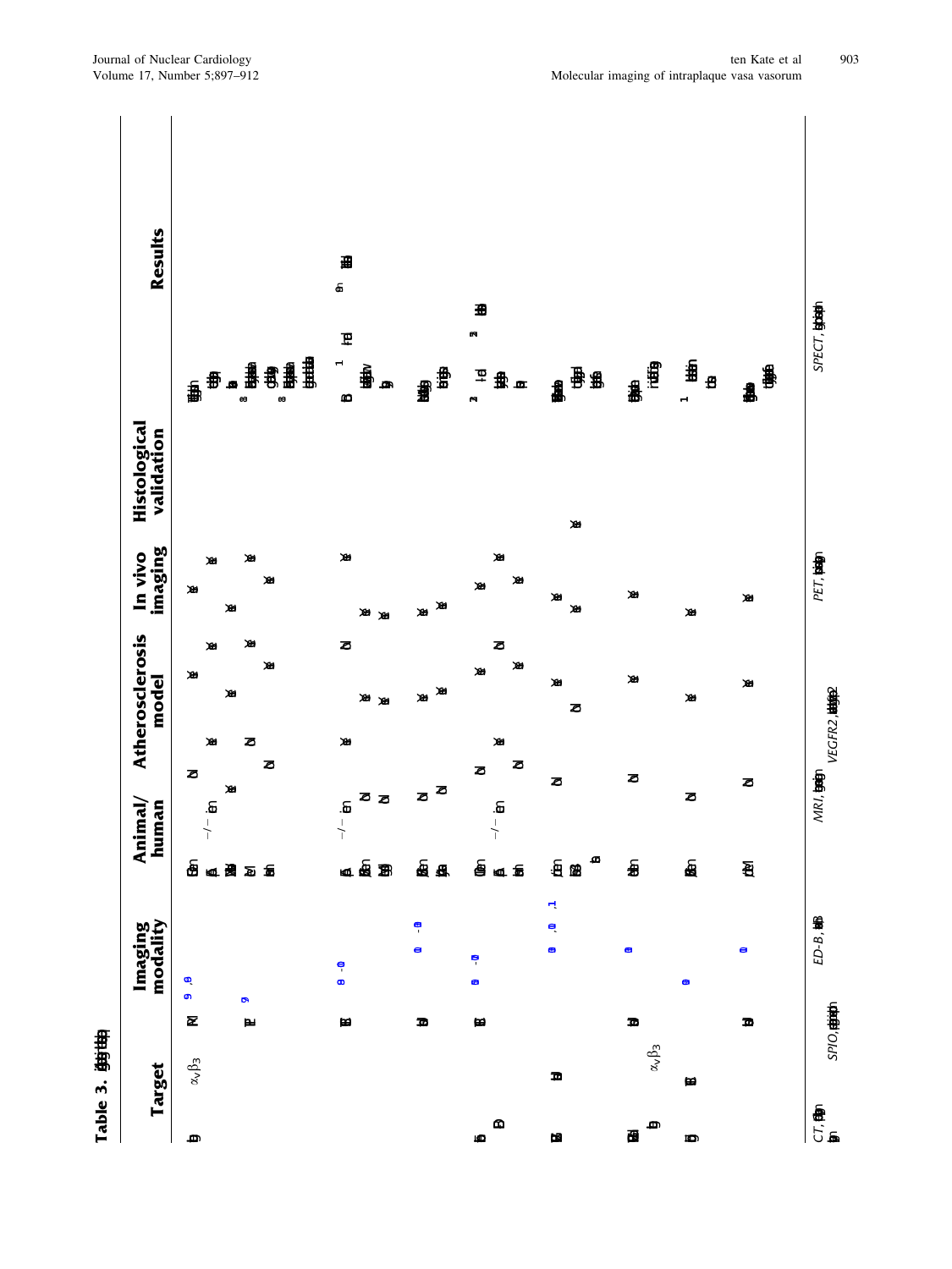**Table 3.**

| Target | Imaging modality | Animal/human | Atherosclerosis model | In vivo imaging | Histological validation | Results |
|---|---|---|---|---|---|---|
| $\alpha_v\beta_3$ | | $-/-$ | | | | |
| | | $-/-$ | | | | |
| | | $-/-$ | | | | |
| $\alpha_v\beta_3$ | | | | | | |

*CT*, *SPIO*, *ED-B*, *MRI*, *VEGFR2*, *PET*, *SPECT*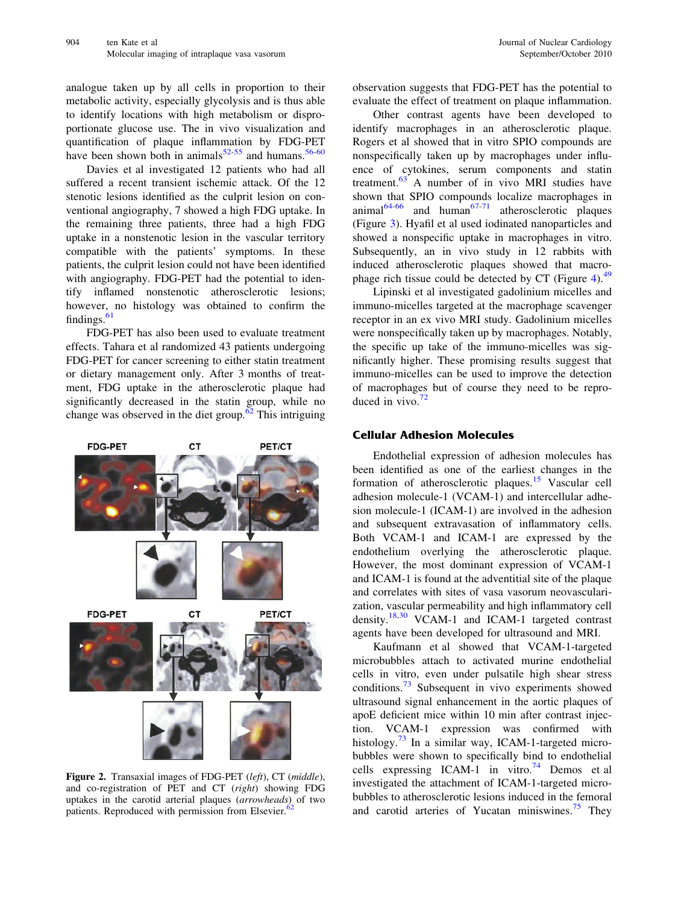analogue taken up by all cells in proportion to their metabolic activity, especially glycolysis and is thus able to identify locations with high metabolism or disproportionate glucose use. The in vivo visualization and quantification of plaque inflammation by FDG-PET have been shown both in animals[52-55] and humans.[56-60]

Davies et al investigated 12 patients who had all suffered a recent transient ischemic attack. Of the 12 stenotic lesions identified as the culprit lesion on conventional angiography, 7 showed a high FDG uptake. In the remaining three patients, three had a high FDG uptake in a nonstenotic lesion in the vascular territory compatible with the patients' symptoms. In these patients, the culprit lesion could not have been identified with angiography. FDG-PET had the potential to identify inflamed nonstenotic atherosclerotic lesions; however, no histology was obtained to confirm the findings.[61]

FDG-PET has also been used to evaluate treatment effects. Tahara et al randomized 43 patients undergoing FDG-PET for cancer screening to either statin treatment or dietary management only. After 3 months of treatment, FDG uptake in the atherosclerotic plaque had significantly decreased in the statin group, while no change was observed in the diet group.[62] This intriguing observation suggests that FDG-PET has the potential to evaluate the effect of treatment on plaque inflammation.

**Figure 2.** Transaxial images of FDG-PET (*left*), CT (*middle*), and co-registration of PET and CT (*right*) showing FDG uptakes in the carotid arterial plaques (*arrowheads*) of two patients. Reproduced with permission from Elsevier.[62]

Other contrast agents have been developed to identify macrophages in an atherosclerotic plaque. Rogers et al showed that in vitro SPIO compounds are nonspecifically taken up by macrophages under influence of cytokines, serum components and statin treatment.[63] A number of in vivo MRI studies have shown that SPIO compounds localize macrophages in animal[64-66] and human[67-71] atherosclerotic plaques (Figure 3). Hyafil et al used iodinated nanoparticles and showed a nonspecific uptake in macrophages in vitro. Subsequently, an in vivo study in 12 rabbits with induced atherosclerotic plaques showed that macrophage rich tissue could be detected by CT (Figure 4).[49]

Lipinski et al investigated gadolinium micelles and immuno-micelles targeted at the macrophage scavenger receptor in an ex vivo MRI study. Gadolinium micelles were nonspecifically taken up by macrophages. Notably, the specific up take of the immuno-micelles was significantly higher. These promising results suggest that immuno-micelles can be used to improve the detection of macrophages but of course they need to be reproduced in vivo.[72]

## Cellular Adhesion Molecules

Endothelial expression of adhesion molecules has been identified as one of the earliest changes in the formation of atherosclerotic plaques.[15] Vascular cell adhesion molecule-1 (VCAM-1) and intercellular adhesion molecule-1 (ICAM-1) are involved in the adhesion and subsequent extravasation of inflammatory cells. Both VCAM-1 and ICAM-1 are expressed by the endothelium overlying the atherosclerotic plaque. However, the most dominant expression of VCAM-1 and ICAM-1 is found at the adventitial site of the plaque and correlates with sites of vasa vasorum neovascularization, vascular permeability and high inflammatory cell density.[18,30] VCAM-1 and ICAM-1 targeted contrast agents have been developed for ultrasound and MRI.

Kaufmann et al showed that VCAM-1-targeted microbubbles attach to activated murine endothelial cells in vitro, even under pulsatile high shear stress conditions.[73] Subsequent in vivo experiments showed ultrasound signal enhancement in the aortic plaques of apoE deficient mice within 10 min after contrast injection. VCAM-1 expression was confirmed with histology.[73] In a similar way, ICAM-1-targeted microbubbles were shown to specifically bind to endothelial cells expressing ICAM-1 in vitro.[74] Demos et al investigated the attachment of ICAM-1-targeted microbubbles to atherosclerotic lesions induced in the femoral and carotid arteries of Yucatan miniswines.[75] They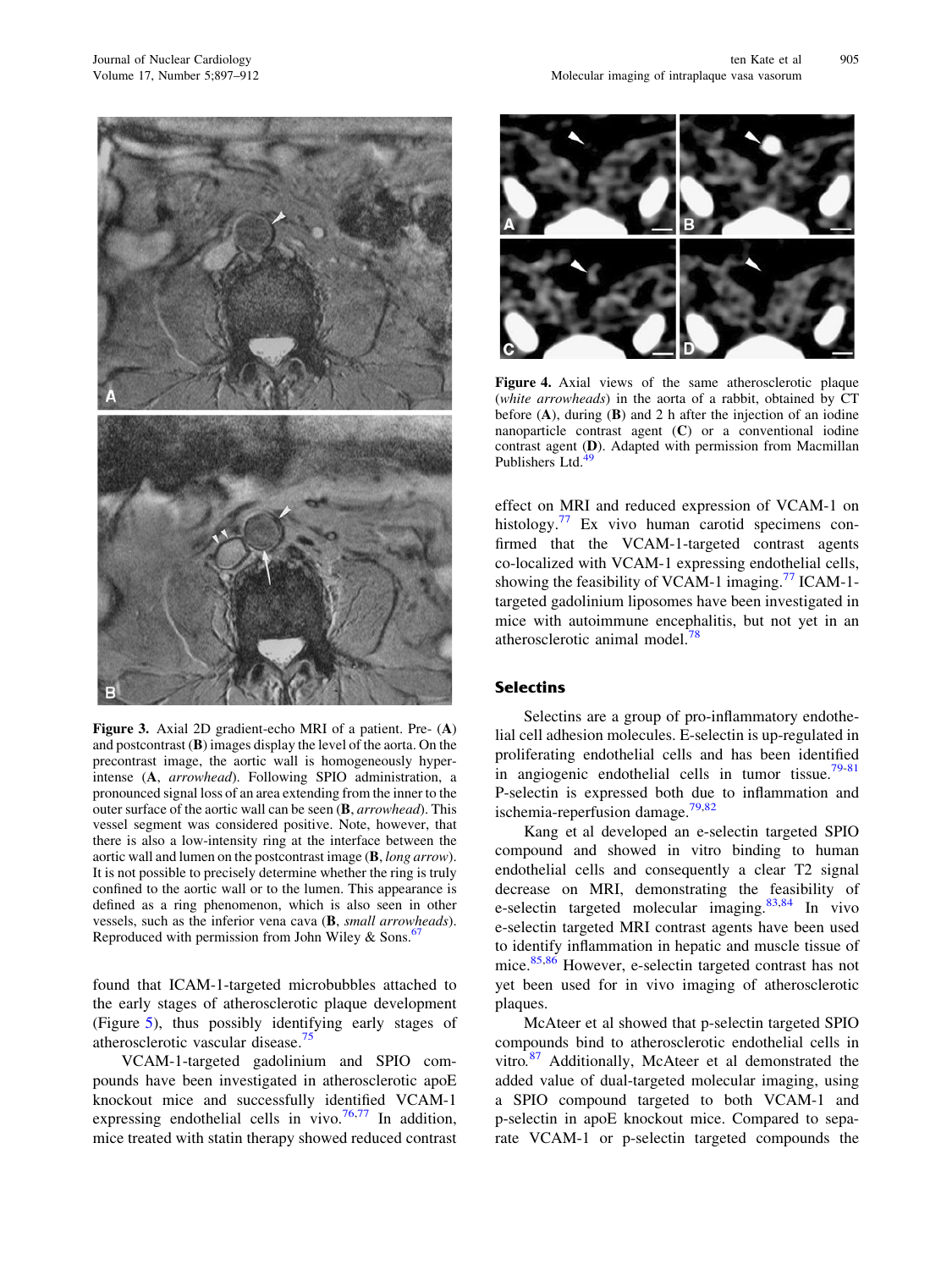**Figure 3.** Axial 2D gradient-echo MRI of a patient. Pre- (**A**) and postcontrast (**B**) images display the level of the aorta. On the precontrast image, the aortic wall is homogeneously hyperintense (**A**, *arrowhead*). Following SPIO administration, a pronounced signal loss of an area extending from the inner to the outer surface of the aortic wall can be seen (**B**, *arrowhead*). This vessel segment was considered positive. Note, however, that there is also a low-intensity ring at the interface between the aortic wall and lumen on the postcontrast image (**B**, *long arrow*). It is not possible to precisely determine whether the ring is truly confined to the aortic wall or to the lumen. This appearance is defined as a ring phenomenon, which is also seen in other vessels, such as the inferior vena cava (**B**, *small arrowheads*). Reproduced with permission from John Wiley & Sons.[67]

**Figure 4.** Axial views of the same atherosclerotic plaque (*white arrowheads*) in the aorta of a rabbit, obtained by CT before (**A**), during (**B**) and 2 h after the injection of an iodine nanoparticle contrast agent (**C**) or a conventional iodine contrast agent (**D**). Adapted with permission from Macmillan Publishers Ltd.[49]

found that ICAM-1-targeted microbubbles attached to the early stages of atherosclerotic plaque development (Figure 5), thus possibly identifying early stages of atherosclerotic vascular disease.[75]

VCAM-1-targeted gadolinium and SPIO compounds have been investigated in atherosclerotic apoE knockout mice and successfully identified VCAM-1 expressing endothelial cells in vivo.[76,77] In addition, mice treated with statin therapy showed reduced contrast effect on MRI and reduced expression of VCAM-1 on histology.[77] Ex vivo human carotid specimens confirmed that the VCAM-1-targeted contrast agents co-localized with VCAM-1 expressing endothelial cells, showing the feasibility of VCAM-1 imaging.[77] ICAM-1-targeted gadolinium liposomes have been investigated in mice with autoimmune encephalitis, but not yet in an atherosclerotic animal model.[78]

## Selectins

Selectins are a group of pro-inflammatory endothelial cell adhesion molecules. E-selectin is up-regulated in proliferating endothelial cells and has been identified in angiogenic endothelial cells in tumor tissue.[79-81] P-selectin is expressed both due to inflammation and ischemia-reperfusion damage.[79,82]

Kang et al developed an e-selectin targeted SPIO compound and showed in vitro binding to human endothelial cells and consequently a clear T2 signal decrease on MRI, demonstrating the feasibility of e-selectin targeted molecular imaging.[83,84] In vivo e-selectin targeted MRI contrast agents have been used to identify inflammation in hepatic and muscle tissue of mice.[85,86] However, e-selectin targeted contrast has not yet been used for in vivo imaging of atherosclerotic plaques.

McAteer et al showed that p-selectin targeted SPIO compounds bind to atherosclerotic endothelial cells in vitro.[87] Additionally, McAteer et al demonstrated the added value of dual-targeted molecular imaging, using a SPIO compound targeted to both VCAM-1 and p-selectin in apoE knockout mice. Compared to separate VCAM-1 or p-selectin targeted compounds the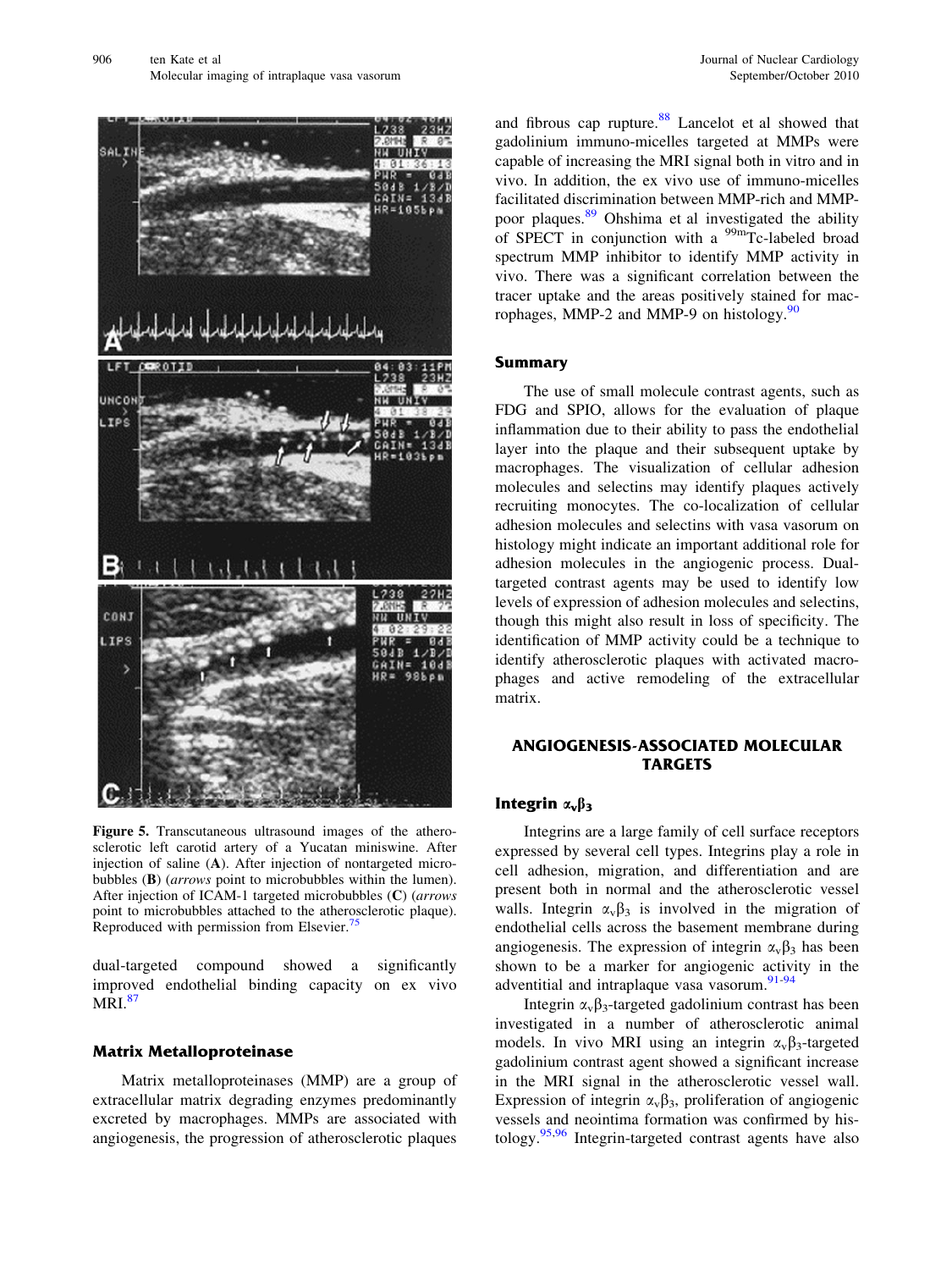Figure 5. Transcutaneous ultrasound images of the atherosclerotic left carotid artery of a Yucatan miniswine. After injection of saline (**A**). After injection of nontargeted microbubbles (**B**) (*arrows* point to microbubbles within the lumen). After injection of ICAM-1 targeted microbubbles (**C**) (*arrows* point to microbubbles attached to the atherosclerotic plaque). Reproduced with permission from Elsevier.[75]

dual-targeted compound showed a significantly improved endothelial binding capacity on ex vivo MRI.[87]

### Matrix Metalloproteinase

Matrix metalloproteinases (MMP) are a group of extracellular matrix degrading enzymes predominantly excreted by macrophages. MMPs are associated with angiogenesis, the progression of atherosclerotic plaques and fibrous cap rupture.[88] Lancelot et al showed that gadolinium immuno-micelles targeted at MMPs were capable of increasing the MRI signal both in vitro and in vivo. In addition, the ex vivo use of immuno-micelles facilitated discrimination between MMP-rich and MMP-poor plaques.[89] Ohshima et al investigated the ability of SPECT in conjunction with a $^{99m}$Tc-labeled broad spectrum MMP inhibitor to identify MMP activity in vivo. There was a significant correlation between the tracer uptake and the areas positively stained for macrophages, MMP-2 and MMP-9 on histology.[90]

### Summary

The use of small molecule contrast agents, such as FDG and SPIO, allows for the evaluation of plaque inflammation due to their ability to pass the endothelial layer into the plaque and their subsequent uptake by macrophages. The visualization of cellular adhesion molecules and selectins may identify plaques actively recruiting monocytes. The co-localization of cellular adhesion molecules and selectins with vasa vasorum on histology might indicate an important additional role for adhesion molecules in the angiogenic process. Dual-targeted contrast agents may be used to identify low levels of expression of adhesion molecules and selectins, though this might also result in loss of specificity. The identification of MMP activity could be a technique to identify atherosclerotic plaques with activated macrophages and active remodeling of the extracellular matrix.

## ANGIOGENESIS-ASSOCIATED MOLECULAR TARGETS

### Integrin $\alpha_v\beta_3$

Integrins are a large family of cell surface receptors expressed by several cell types. Integrins play a role in cell adhesion, migration, and differentiation and are present both in normal and the atherosclerotic vessel walls. Integrin $\alpha_v\beta_3$ is involved in the migration of endothelial cells across the basement membrane during angiogenesis. The expression of integrin $\alpha_v\beta_3$ has been shown to be a marker for angiogenic activity in the adventitial and intraplaque vasa vasorum.[91-94]

Integrin $\alpha_v\beta_3$-targeted gadolinium contrast has been investigated in a number of atherosclerotic animal models. In vivo MRI using an integrin $\alpha_v\beta_3$-targeted gadolinium contrast agent showed a significant increase in the MRI signal in the atherosclerotic vessel wall. Expression of integrin $\alpha_v\beta_3$, proliferation of angiogenic vessels and neointima formation was confirmed by histology.[95,96] Integrin-targeted contrast agents have also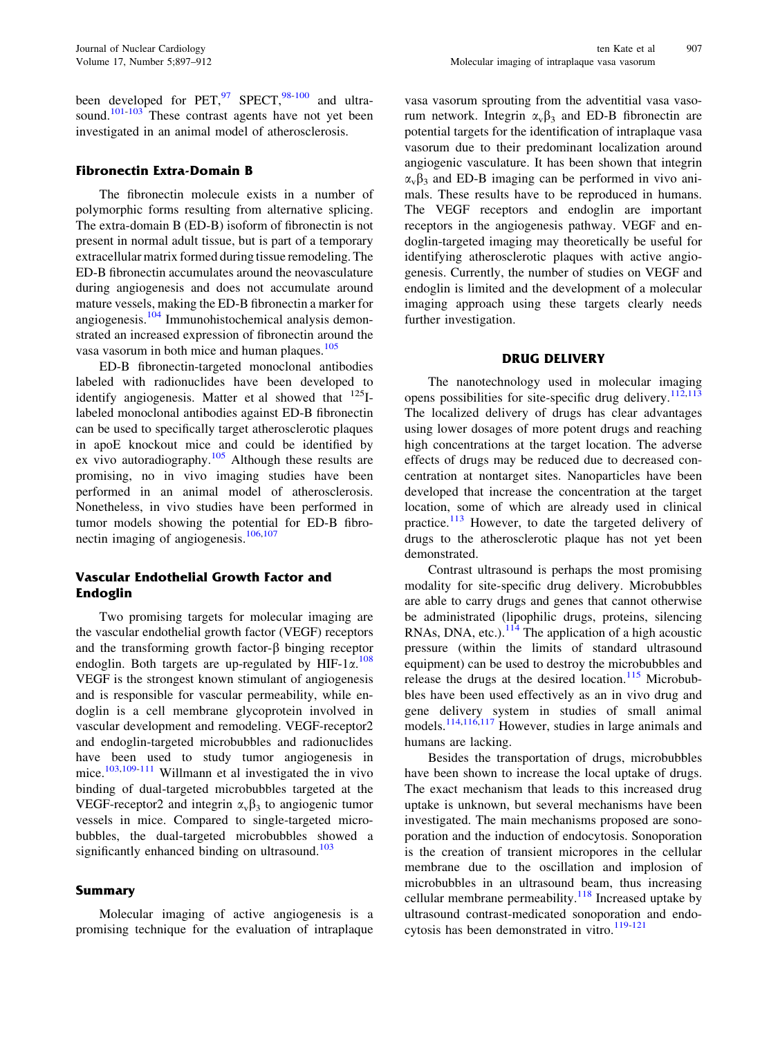been developed for PET,[97] SPECT,[98-100] and ultrasound.[101-103] These contrast agents have not yet been investigated in an animal model of atherosclerosis.

### Fibronectin Extra-Domain B

The fibronectin molecule exists in a number of polymorphic forms resulting from alternative splicing. The extra-domain B (ED-B) isoform of fibronectin is not present in normal adult tissue, but is part of a temporary extracellular matrix formed during tissue remodeling. The ED-B fibronectin accumulates around the neovasculature during angiogenesis and does not accumulate around mature vessels, making the ED-B fibronectin a marker for angiogenesis.[104] Immunohistochemical analysis demonstrated an increased expression of fibronectin around the vasa vasorum in both mice and human plaques.[105]

ED-B fibronectin-targeted monoclonal antibodies labeled with radionuclides have been developed to identify angiogenesis. Matter et al showed that $^{125}$I-labeled monoclonal antibodies against ED-B fibronectin can be used to specifically target atherosclerotic plaques in apoE knockout mice and could be identified by ex vivo autoradiography.[105] Although these results are promising, no in vivo imaging studies have been performed in an animal model of atherosclerosis. Nonetheless, in vivo studies have been performed in tumor models showing the potential for ED-B fibronectin imaging of angiogenesis.[106,107]

### Vascular Endothelial Growth Factor and Endoglin

Two promising targets for molecular imaging are the vascular endothelial growth factor (VEGF) receptors and the transforming growth factor-β binging receptor endoglin. Both targets are up-regulated by HIF-1α.[108] VEGF is the strongest known stimulant of angiogenesis and is responsible for vascular permeability, while endoglin is a cell membrane glycoprotein involved in vascular development and remodeling. VEGF-receptor2 and endoglin-targeted microbubbles and radionuclides have been used to study tumor angiogenesis in mice.[103,109-111] Willmann et al investigated the in vivo binding of dual-targeted microbubbles targeted at the VEGF-receptor2 and integrin $\alpha_v\beta_3$ to angiogenic tumor vessels in mice. Compared to single-targeted microbubbles, the dual-targeted microbubbles showed a significantly enhanced binding on ultrasound.[103]

### Summary

Molecular imaging of active angiogenesis is a promising technique for the evaluation of intraplaque vasa vasorum sprouting from the adventitial vasa vasorum network. Integrin $\alpha_v\beta_3$ and ED-B fibronectin are potential targets for the identification of intraplaque vasa vasorum due to their predominant localization around angiogenic vasculature. It has been shown that integrin $\alpha_v\beta_3$ and ED-B imaging can be performed in vivo animals. These results have to be reproduced in humans. The VEGF receptors and endoglin are important receptors in the angiogenesis pathway. VEGF and endoglin-targeted imaging may theoretically be useful for identifying atherosclerotic plaques with active angiogenesis. Currently, the number of studies on VEGF and endoglin is limited and the development of a molecular imaging approach using these targets clearly needs further investigation.

## DRUG DELIVERY

The nanotechnology used in molecular imaging opens possibilities for site-specific drug delivery.[112,113] The localized delivery of drugs has clear advantages using lower dosages of more potent drugs and reaching high concentrations at the target location. The adverse effects of drugs may be reduced due to decreased concentration at nontarget sites. Nanoparticles have been developed that increase the concentration at the target location, some of which are already used in clinical practice.[113] However, to date the targeted delivery of drugs to the atherosclerotic plaque has not yet been demonstrated.

Contrast ultrasound is perhaps the most promising modality for site-specific drug delivery. Microbubbles are able to carry drugs and genes that cannot otherwise be administrated (lipophilic drugs, proteins, silencing RNAs, DNA, etc.).[114] The application of a high acoustic pressure (within the limits of standard ultrasound equipment) can be used to destroy the microbubbles and release the drugs at the desired location.[115] Microbubbles have been used effectively as an in vivo drug and gene delivery system in studies of small animal models.[114,116,117] However, studies in large animals and humans are lacking.

Besides the transportation of drugs, microbubbles have been shown to increase the local uptake of drugs. The exact mechanism that leads to this increased drug uptake is unknown, but several mechanisms have been investigated. The main mechanisms proposed are sonoporation and the induction of endocytosis. Sonoporation is the creation of transient micropores in the cellular membrane due to the oscillation and implosion of microbubbles in an ultrasound beam, thus increasing cellular membrane permeability.[118] Increased uptake by ultrasound contrast-medicated sonoporation and endocytosis has been demonstrated in vitro.[119-121]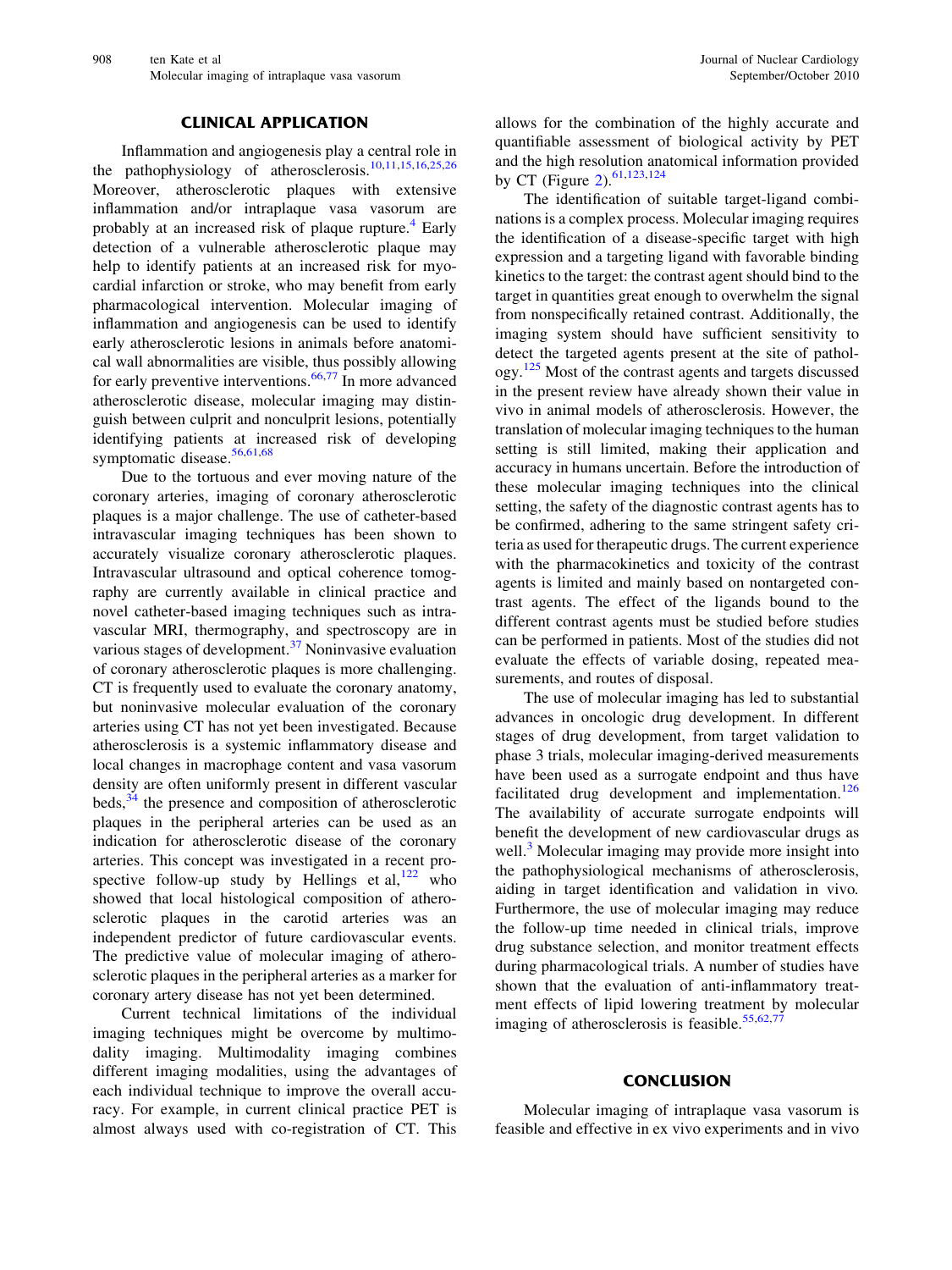## CLINICAL APPLICATION

Inflammation and angiogenesis play a central role in the pathophysiology of atherosclerosis.[10,11,15,16,25,26] Moreover, atherosclerotic plaques with extensive inflammation and/or intraplaque vasa vasorum are probably at an increased risk of plaque rupture.[4] Early detection of a vulnerable atherosclerotic plaque may help to identify patients at an increased risk for myocardial infarction or stroke, who may benefit from early pharmacological intervention. Molecular imaging of inflammation and angiogenesis can be used to identify early atherosclerotic lesions in animals before anatomical wall abnormalities are visible, thus possibly allowing for early preventive interventions.[66,77] In more advanced atherosclerotic disease, molecular imaging may distinguish between culprit and nonculprit lesions, potentially identifying patients at increased risk of developing symptomatic disease.[56,61,68]

Due to the tortuous and ever moving nature of the coronary arteries, imaging of coronary atherosclerotic plaques is a major challenge. The use of catheter-based intravascular imaging techniques has been shown to accurately visualize coronary atherosclerotic plaques. Intravascular ultrasound and optical coherence tomography are currently available in clinical practice and novel catheter-based imaging techniques such as intravascular MRI, thermography, and spectroscopy are in various stages of development.[37] Noninvasive evaluation of coronary atherosclerotic plaques is more challenging. CT is frequently used to evaluate the coronary anatomy, but noninvasive molecular evaluation of the coronary arteries using CT has not yet been investigated. Because atherosclerosis is a systemic inflammatory disease and local changes in macrophage content and vasa vasorum density are often uniformly present in different vascular beds,[34] the presence and composition of atherosclerotic plaques in the peripheral arteries can be used as an indication for atherosclerotic disease of the coronary arteries. This concept was investigated in a recent prospective follow-up study by Hellings et al,[122] who showed that local histological composition of atherosclerotic plaques in the carotid arteries was an independent predictor of future cardiovascular events. The predictive value of molecular imaging of atherosclerotic plaques in the peripheral arteries as a marker for coronary artery disease has not yet been determined.

Current technical limitations of the individual imaging techniques might be overcome by multimodality imaging. Multimodality imaging combines different imaging modalities, using the advantages of each individual technique to improve the overall accuracy. For example, in current clinical practice PET is almost always used with co-registration of CT. This allows for the combination of the highly accurate and quantifiable assessment of biological activity by PET and the high resolution anatomical information provided by CT (Figure 2).[61,123,124]

The identification of suitable target-ligand combinations is a complex process. Molecular imaging requires the identification of a disease-specific target with high expression and a targeting ligand with favorable binding kinetics to the target: the contrast agent should bind to the target in quantities great enough to overwhelm the signal from nonspecifically retained contrast. Additionally, the imaging system should have sufficient sensitivity to detect the targeted agents present at the site of pathology.[125] Most of the contrast agents and targets discussed in the present review have already shown their value in in vivo in animal models of atherosclerosis. However, the translation of molecular imaging techniques to the human setting is still limited, making their application and accuracy in humans uncertain. Before the introduction of these molecular imaging techniques into the clinical setting, the safety of the diagnostic contrast agents has to be confirmed, adhering to the same stringent safety criteria as used for therapeutic drugs. The current experience with the pharmacokinetics and toxicity of the contrast agents is limited and mainly based on nontargeted contrast agents. The effect of the ligands bound to the different contrast agents must be studied before studies can be performed in patients. Most of the studies did not evaluate the effects of variable dosing, repeated measurements, and routes of disposal.

The use of molecular imaging has led to substantial advances in oncologic drug development. In different stages of drug development, from target validation to phase 3 trials, molecular imaging-derived measurements have been used as a surrogate endpoint and thus have facilitated drug development and implementation.[126] The availability of accurate surrogate endpoints will benefit the development of new cardiovascular drugs as well.[3] Molecular imaging may provide more insight into the pathophysiological mechanisms of atherosclerosis, aiding in target identification and validation in vivo. Furthermore, the use of molecular imaging may reduce the follow-up time needed in clinical trials, improve drug substance selection, and monitor treatment effects during pharmacological trials. A number of studies have shown that the evaluation of anti-inflammatory treatment effects of lipid lowering treatment by molecular imaging of atherosclerosis is feasible.[55,62,77]

## CONCLUSION

Molecular imaging of intraplaque vasa vasorum is feasible and effective in ex vivo experiments and in vivo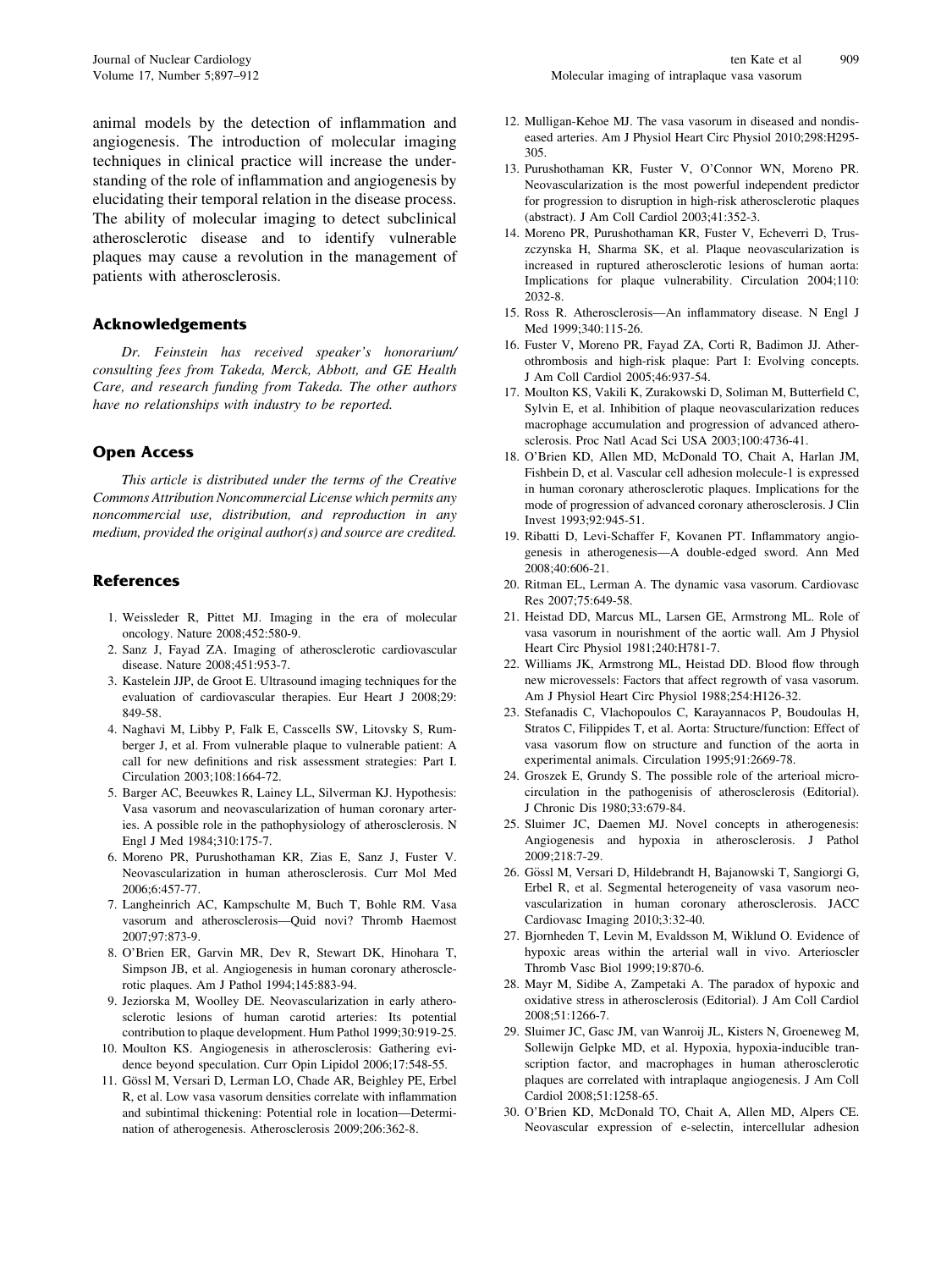animal models by the detection of inflammation and angiogenesis. The introduction of molecular imaging techniques in clinical practice will increase the understanding of the role of inflammation and angiogenesis by elucidating their temporal relation in the disease process. The ability of molecular imaging to detect subclinical atherosclerotic disease and to identify vulnerable plaques may cause a revolution in the management of patients with atherosclerosis.

## Acknowledgements

*Dr. Feinstein has received speaker's honorarium/consulting fees from Takeda, Merck, Abbott, and GE Health Care, and research funding from Takeda. The other authors have no relationships with industry to be reported.*

## Open Access

*This article is distributed under the terms of the Creative Commons Attribution Noncommercial License which permits any noncommercial use, distribution, and reproduction in any medium, provided the original author(s) and source are credited.*

## References

1. Weissleder R, Pittet MJ. Imaging in the era of molecular oncology. Nature 2008;452:580-9.
2. Sanz J, Fayad ZA. Imaging of atherosclerotic cardiovascular disease. Nature 2008;451:953-7.
3. Kastelein JJP, de Groot E. Ultrasound imaging techniques for the evaluation of cardiovascular therapies. Eur Heart J 2008;29:849-58.
4. Naghavi M, Libby P, Falk E, Casscells SW, Litovsky S, Rumberger J, et al. From vulnerable plaque to vulnerable patient: A call for new definitions and risk assessment strategies: Part I. Circulation 2003;108:1664-72.
5. Barger AC, Beeuwkes R, Lainey LL, Silverman KJ. Hypothesis: Vasa vasorum and neovascularization of human coronary arteries. A possible role in the pathophysiology of atherosclerosis. N Engl J Med 1984;310:175-7.
6. Moreno PR, Purushothaman KR, Zias E, Sanz J, Fuster V. Neovascularization in human atherosclerosis. Curr Mol Med 2006;6:457-77.
7. Langheinrich AC, Kampschulte M, Buch T, Bohle RM. Vasa vasorum and atherosclerosis—Quid novi? Thromb Haemost 2007;97:873-9.
8. O'Brien ER, Garvin MR, Dev R, Stewart DK, Hinohara T, Simpson JB, et al. Angiogenesis in human coronary atherosclerotic plaques. Am J Pathol 1994;145:883-94.
9. Jeziorska M, Woolley DE. Neovascularization in early atherosclerotic lesions of human carotid arteries: Its potential contribution to plaque development. Hum Pathol 1999;30:919-25.
10. Moulton KS. Angiogenesis in atherosclerosis: Gathering evidence beyond speculation. Curr Opin Lipidol 2006;17:548-55.
11. Gössl M, Versari D, Lerman LO, Chade AR, Beighley PE, Erbel R, et al. Low vasa vasorum densities correlate with inflammation and subintimal thickening: Potential role in location—Determination of atherogenesis. Atherosclerosis 2009;206:362-8.
12. Mulligan-Kehoe MJ. The vasa vasorum in diseased and nondiseased arteries. Am J Physiol Heart Circ Physiol 2010;298:H295-305.
13. Purushothaman KR, Fuster V, O'Connor WN, Moreno PR. Neovascularization is the most powerful independent predictor for progression to disruption in high-risk atherosclerotic plaques (abstract). J Am Coll Cardiol 2003;41:352-3.
14. Moreno PR, Purushothaman KR, Fuster V, Echeverri D, Truszczynska H, Sharma SK, et al. Plaque neovascularization is increased in ruptured atherosclerotic lesions of human aorta: Implications for plaque vulnerability. Circulation 2004;110:2032-8.
15. Ross R. Atherosclerosis—An inflammatory disease. N Engl J Med 1999;340:115-26.
16. Fuster V, Moreno PR, Fayad ZA, Corti R, Badimon JJ. Atherothrombosis and high-risk plaque: Part I: Evolving concepts. J Am Coll Cardiol 2005;46:937-54.
17. Moulton KS, Vakili K, Zurakowski D, Soliman M, Butterfield C, Sylvin E, et al. Inhibition of plaque neovascularization reduces macrophage accumulation and progression of advanced atherosclerosis. Proc Natl Acad Sci USA 2003;100:4736-41.
18. O'Brien KD, Allen MD, McDonald TO, Chait A, Harlan JM, Fishbein D, et al. Vascular cell adhesion molecule-1 is expressed in human coronary atherosclerotic plaques. Implications for the mode of progression of advanced coronary atherosclerosis. J Clin Invest 1993;92:945-51.
19. Ribatti D, Levi-Schaffer F, Kovanen PT. Inflammatory angiogenesis in atherogenesis—A double-edged sword. Ann Med 2008;40:606-21.
20. Ritman EL, Lerman A. The dynamic vasa vasorum. Cardiovasc Res 2007;75:649-58.
21. Heistad DD, Marcus ML, Larsen GE, Armstrong ML. Role of vasa vasorum in nourishment of the aortic wall. Am J Physiol Heart Circ Physiol 1981;240:H781-7.
22. Williams JK, Armstrong ML, Heistad DD. Blood flow through new microvessels: Factors that affect regrowth of vasa vasorum. Am J Physiol Heart Circ Physiol 1988;254:H126-32.
23. Stefanadis C, Vlachopoulos C, Karayannacos P, Boudoulas H, Stratos C, Filippides T, et al. Aorta: Structure/function: Effect of vasa vasorum flow on structure and function of the aorta in experimental animals. Circulation 1995;91:2669-78.
24. Groszek E, Grundy S. The possible role of the arterioal microcirculation in the pathogenisis of atherosclerosis (Editorial). J Chronic Dis 1980;33:679-84.
25. Sluimer JC, Daemen MJ. Novel concepts in atherogenesis: Angiogenesis and hypoxia in atherosclerosis. J Pathol 2009;218:7-29.
26. Gössl M, Versari D, Hildebrandt H, Bajanowski T, Sangiorgi G, Erbel R, et al. Segmental heterogeneity of vasa vasorum neovascularization in human coronary atherosclerosis. JACC Cardiovasc Imaging 2010;3:32-40.
27. Bjornheden T, Levin M, Evaldsson M, Wiklund O. Evidence of hypoxic areas within the arterial wall in vivo. Arterioscler Thromb Vasc Biol 1999;19:870-6.
28. Mayr M, Sidibe A, Zampetaki A. The paradox of hypoxic and oxidative stress in atherosclerosis (Editorial). J Am Coll Cardiol 2008;51:1266-7.
29. Sluimer JC, Gasc JM, van Wanroij JL, Kisters N, Groeneweg M, Sollewijn Gelpke MD, et al. Hypoxia, hypoxia-inducible transcription factor, and macrophages in human atherosclerotic plaques are correlated with intraplaque angiogenesis. J Am Coll Cardiol 2008;51:1258-65.
30. O'Brien KD, McDonald TO, Chait A, Allen MD, Alpers CE. Neovascular expression of e-selectin, intercellular adhesion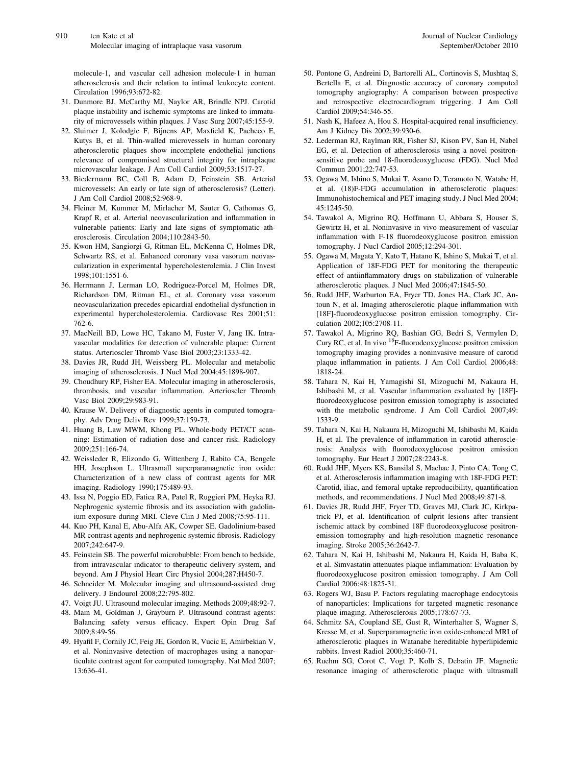molecule-1, and vascular cell adhesion molecule-1 in human atherosclerosis and their relation to intimal leukocyte content. Circulation 1996;93:672-82.

31. Dunmore BJ, McCarthy MJ, Naylor AR, Brindle NPJ. Carotid plaque instability and ischemic symptoms are linked to immaturity of microvessels within plaques. J Vasc Surg 2007;45:155-9.
32. Sluimer J, Kolodgie F, Bijnens AP, Maxfield K, Pacheco E, Kutys B, et al. Thin-walled microvessels in human coronary atherosclerotic plaques show incomplete endothelial junctions relevance of compromised structural integrity for intraplaque microvascular leakage. J Am Coll Cardiol 2009;53:1517-27.
33. Biedermann BC, Coll B, Adam D, Feinstein SB. Arterial microvessels: An early or late sign of atherosclerosis? (Letter). J Am Coll Cardiol 2008;52:968-9.
34. Fleiner M, Kummer M, Mirlacher M, Sauter G, Cathomas G, Krapf R, et al. Arterial neovascularization and inflammation in vulnerable patients: Early and late signs of symptomatic atherosclerosis. Circulation 2004;110:2843-50.
35. Kwon HM, Sangiorgi G, Ritman EL, McKenna C, Holmes DR, Schwartz RS, et al. Enhanced coronary vasa vasorum neovascularization in experimental hypercholesterolemia. J Clin Invest 1998;101:1551-6.
36. Herrmann J, Lerman LO, Rodriguez-Porcel M, Holmes DR, Richardson DM, Ritman EL, et al. Coronary vasa vasorum neovascularization precedes epicardial endothelial dysfunction in experimental hypercholesterolemia. Cardiovasc Res 2001;51:762-6.
37. MacNeill BD, Lowe HC, Takano M, Fuster V, Jang IK. Intravascular modalities for detection of vulnerable plaque: Current status. Arterioscler Thromb Vasc Biol 2003;23:1333-42.
38. Davies JR, Rudd JH, Weissberg PL. Molecular and metabolic imaging of atherosclerosis. J Nucl Med 2004;45:1898-907.
39. Choudhury RP, Fisher EA. Molecular imaging in atherosclerosis, thrombosis, and vascular inflammation. Arterioscler Thromb Vasc Biol 2009;29:983-91.
40. Krause W. Delivery of diagnostic agents in computed tomography. Adv Drug Deliv Rev 1999;37:159-73.
41. Huang B, Law MWM, Khong PL. Whole-body PET/CT scanning: Estimation of radiation dose and cancer risk. Radiology 2009;251:166-74.
42. Weissleder R, Elizondo G, Wittenberg J, Rabito CA, Bengele HH, Josephson L. Ultrasmall superparamagnetic iron oxide: Characterization of a new class of contrast agents for MR imaging. Radiology 1990;175:489-93.
43. Issa N, Poggio ED, Fatica RA, Patel R, Ruggieri PM, Heyka RJ. Nephrogenic systemic fibrosis and its association with gadolinium exposure during MRI. Cleve Clin J Med 2008;75:95-111.
44. Kuo PH, Kanal E, Abu-Alfa AK, Cowper SE. Gadolinium-based MR contrast agents and nephrogenic systemic fibrosis. Radiology 2007;242:647-9.
45. Feinstein SB. The powerful microbubble: From bench to bedside, from intravascular indicator to therapeutic delivery system, and beyond. Am J Physiol Heart Circ Physiol 2004;287:H450-7.
46. Schneider M. Molecular imaging and ultrasound-assisted drug delivery. J Endourol 2008;22:795-802.
47. Voigt JU. Ultrasound molecular imaging. Methods 2009;48:92-7.
48. Main M, Goldman J, Grayburn P. Ultrasound contrast agents: Balancing safety versus efficacy. Expert Opin Drug Saf 2009;8:49-56.
49. Hyafil F, Cornily JC, Feig JE, Gordon R, Vucic E, Amirbekian V, et al. Noninvasive detection of macrophages using a nanoparticulate contrast agent for computed tomography. Nat Med 2007;13:636-41.
50. Pontone G, Andreini D, Bartorelli AL, Cortinovis S, Mushtaq S, Bertella E, et al. Diagnostic accuracy of coronary computed tomography angiography: A comparison between prospective and retrospective electrocardiogram triggering. J Am Coll Cardiol 2009;54:346-55.
51. Nash K, Hafeez A, Hou S. Hospital-acquired renal insufficiency. Am J Kidney Dis 2002;39:930-6.
52. Lederman RJ, Raylman RR, Fisher SJ, Kison PV, San H, Nabel EG, et al. Detection of atherosclerosis using a novel positron-sensitive probe and 18-fluorodeoxyglucose (FDG). Nucl Med Commun 2001;22:747-53.
53. Ogawa M, Ishino S, Mukai T, Asano D, Teramoto N, Watabe H, et al. (18)F-FDG accumulation in atherosclerotic plaques: Immunohistochemical and PET imaging study. J Nucl Med 2004;45:1245-50.
54. Tawakol A, Migrino RQ, Hoffmann U, Abbara S, Houser S, Gewirtz H, et al. Noninvasive in vivo measurement of vascular inflammation with F-18 fluorodeoxyglucose positron emission tomography. J Nucl Cardiol 2005;12:294-301.
55. Ogawa M, Magata Y, Kato T, Hatano K, Ishino S, Mukai T, et al. Application of 18F-FDG PET for monitoring the therapeutic effect of antiinflammatory drugs on stabilization of vulnerable atherosclerotic plaques. J Nucl Med 2006;47:1845-50.
56. Rudd JHF, Warburton EA, Fryer TD, Jones HA, Clark JC, Antoun N, et al. Imaging atherosclerotic plaque inflammation with [18F]-fluorodeoxyglucose positron emission tomography. Circulation 2002;105:2708-11.
57. Tawakol A, Migrino RQ, Bashian GG, Bedri S, Vermylen D, Cury RC, et al. In vivo $^{18}$F-fluorodeoxyglucose positron emission tomography imaging provides a noninvasive measure of carotid plaque inflammation in patients. J Am Coll Cardiol 2006;48:1818-24.
58. Tahara N, Kai H, Yamagishi SI, Mizoguchi M, Nakaura H, Ishibashi M, et al. Vascular inflammation evaluated by [18F]-fluorodeoxyglucose positron emission tomography is associated with the metabolic syndrome. J Am Coll Cardiol 2007;49:1533-9.
59. Tahara N, Kai H, Nakaura H, Mizoguchi M, Ishibashi M, Kaida H, et al. The prevalence of inflammation in carotid atherosclerosis: Analysis with fluorodeoxyglucose positron emission tomography. Eur Heart J 2007;28:2243-8.
60. Rudd JHF, Myers KS, Bansilal S, Machac J, Pinto CA, Tong C, et al. Atherosclerosis inflammation imaging with 18F-FDG PET: Carotid, iliac, and femoral uptake reproducibility, quantification methods, and recommendations. J Nucl Med 2008;49:871-8.
61. Davies JR, Rudd JHF, Fryer TD, Graves MJ, Clark JC, Kirkpatrick PJ, et al. Identification of culprit lesions after transient ischemic attack by combined 18F fluorodeoxyglucose positron-emission tomography and high-resolution magnetic resonance imaging. Stroke 2005;36:2642-7.
62. Tahara N, Kai H, Ishibashi M, Nakaura H, Kaida H, Baba K, et al. Simvastatin attenuates plaque inflammation: Evaluation by fluorodeoxyglucose positron emission tomography. J Am Coll Cardiol 2006;48:1825-31.
63. Rogers WJ, Basu P. Factors regulating macrophage endocytosis of nanoparticles: Implications for targeted magnetic resonance plaque imaging. Atherosclerosis 2005;178:67-73.
64. Schmitz SA, Coupland SE, Gust R, Winterhalter S, Wagner S, Kresse M, et al. Superparamagnetic iron oxide-enhanced MRI of atherosclerotic plaques in Watanabe hereditable hyperlipidemic rabbits. Invest Radiol 2000;35:460-71.
65. Ruehm SG, Corot C, Vogt P, Kolb S, Debatin JF. Magnetic resonance imaging of atherosclerotic plaque with ultrasmall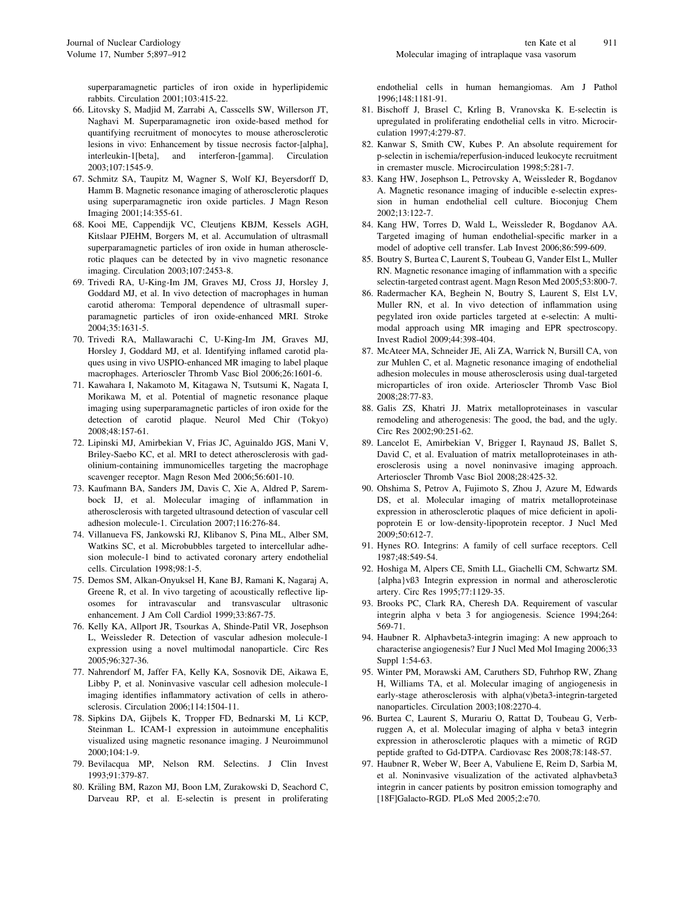superparamagnetic particles of iron oxide in hyperlipidemic rabbits. Circulation 2001;103:415-22.

66. Litovsky S, Madjid M, Zarrabi A, Casscells SW, Willerson JT, Naghavi M. Superparamagnetic iron oxide-based method for quantifying recruitment of monocytes to mouse atherosclerotic lesions in vivo: Enhancement by tissue necrosis factor-[alpha], interleukin-1[beta], and interferon-[gamma]. Circulation 2003;107:1545-9.
67. Schmitz SA, Taupitz M, Wagner S, Wolf KJ, Beyersdorff D, Hamm B. Magnetic resonance imaging of atherosclerotic plaques using superparamagnetic iron oxide particles. J Magn Reson Imaging 2001;14:355-61.
68. Kooi ME, Cappendijk VC, Cleutjens KBJM, Kessels AGH, Kitslaar PJEHM, Borgers M, et al. Accumulation of ultrasmall superparamagnetic particles of iron oxide in human atherosclerotic plaques can be detected by in vivo magnetic resonance imaging. Circulation 2003;107:2453-8.
69. Trivedi RA, U-King-Im JM, Graves MJ, Cross JJ, Horsley J, Goddard MJ, et al. In vivo detection of macrophages in human carotid atheroma: Temporal dependence of ultrasmall superparamagnetic particles of iron oxide-enhanced MRI. Stroke 2004;35:1631-5.
70. Trivedi RA, Mallawarachi C, U-King-Im JM, Graves MJ, Horsley J, Goddard MJ, et al. Identifying inflamed carotid plaques using in vivo USPIO-enhanced MR imaging to label plaque macrophages. Arterioscler Thromb Vasc Biol 2006;26:1601-6.
71. Kawahara I, Nakamoto M, Kitagawa N, Tsutsumi K, Nagata I, Morikawa M, et al. Potential of magnetic resonance plaque imaging using superparamagnetic particles of iron oxide for the detection of carotid plaque. Neurol Med Chir (Tokyo) 2008;48:157-61.
72. Lipinski MJ, Amirbekian V, Frias JC, Aguinaldo JGS, Mani V, Briley-Saebo KC, et al. MRI to detect atherosclerosis with gadolinium-containing immunomicelles targeting the macrophage scavenger receptor. Magn Reson Med 2006;56:601-10.
73. Kaufmann BA, Sanders JM, Davis C, Xie A, Aldred P, Sarembock IJ, et al. Molecular imaging of inflammation in atherosclerosis with targeted ultrasound detection of vascular cell adhesion molecule-1. Circulation 2007;116:276-84.
74. Villanueva FS, Jankowski RJ, Klibanov S, Pina ML, Alber SM, Watkins SC, et al. Microbubbles targeted to intercellular adhesion molecule-1 bind to activated coronary artery endothelial cells. Circulation 1998;98:1-5.
75. Demos SM, Alkan-Onyuksel H, Kane BJ, Ramani K, Nagaraj A, Greene R, et al. In vivo targeting of acoustically reflective liposomes for intravascular and transvascular ultrasonic enhancement. J Am Coll Cardiol 1999;33:867-75.
76. Kelly KA, Allport JR, Tsourkas A, Shinde-Patil VR, Josephson L, Weissleder R. Detection of vascular adhesion molecule-1 expression using a novel multimodal nanoparticle. Circ Res 2005;96:327-36.
77. Nahrendorf M, Jaffer FA, Kelly KA, Sosnovik DE, Aikawa E, Libby P, et al. Noninvasive vascular cell adhesion molecule-1 imaging identifies inflammatory activation of cells in atherosclerosis. Circulation 2006;114:1504-11.
78. Sipkins DA, Gijbels K, Tropper FD, Bednarski M, Li KCP, Steinman L. ICAM-1 expression in autoimmune encephalitis visualized using magnetic resonance imaging. J Neuroimmunol 2000;104:1-9.
79. Bevilacqua MP, Nelson RM. Selectins. J Clin Invest 1993;91:379-87.
80. Kräling BM, Razon MJ, Boon LM, Zurakowski D, Seachord C, Darveau RP, et al. E-selectin is present in proliferating endothelial cells in human hemangiomas. Am J Pathol 1996;148:1181-91.
81. Bischoff J, Brasel C, Krling B, Vranovska K. E-selectin is upregulated in proliferating endothelial cells in vitro. Microcirculation 1997;4:279-87.
82. Kanwar S, Smith CW, Kubes P. An absolute requirement for p-selectin in ischemia/reperfusion-induced leukocyte recruitment in cremaster muscle. Microcirculation 1998;5:281-7.
83. Kang HW, Josephson L, Petrovsky A, Weissleder R, Bogdanov A. Magnetic resonance imaging of inducible e-selectin expression in human endothelial cell culture. Bioconjug Chem 2002;13:122-7.
84. Kang HW, Torres D, Wald L, Weissleder R, Bogdanov AA. Targeted imaging of human endothelial-specific marker in a model of adoptive cell transfer. Lab Invest 2006;86:599-609.
85. Boutry S, Burtea C, Laurent S, Toubeau G, Vander Elst L, Muller RN. Magnetic resonance imaging of inflammation with a specific selectin-targeted contrast agent. Magn Reson Med 2005;53:800-7.
86. Radermacher KA, Beghein N, Boutry S, Laurent S, Elst LV, Muller RN, et al. In vivo detection of inflammation using pegylated iron oxide particles targeted at e-selectin: A multimodal approach using MR imaging and EPR spectroscopy. Invest Radiol 2009;44:398-404.
87. McAteer MA, Schneider JE, Ali ZA, Warrick N, Bursill CA, von zur Muhlen C, et al. Magnetic resonance imaging of endothelial adhesion molecules in mouse atherosclerosis using dual-targeted microparticles of iron oxide. Arterioscler Thromb Vasc Biol 2008;28:77-83.
88. Galis ZS, Khatri JJ. Matrix metalloproteinases in vascular remodeling and atherogenesis: The good, the bad, and the ugly. Circ Res 2002;90:251-62.
89. Lancelot E, Amirbekian V, Brigger I, Raynaud JS, Ballet S, David C, et al. Evaluation of matrix metalloproteinases in atherosclerosis using a novel noninvasive imaging approach. Arterioscler Thromb Vasc Biol 2008;28:425-32.
90. Ohshima S, Petrov A, Fujimoto S, Zhou J, Azure M, Edwards DS, et al. Molecular imaging of matrix metalloproteinase expression in atherosclerotic plaques of mice deficient in apolipoprotein E or low-density-lipoprotein receptor. J Nucl Med 2009;50:612-7.
91. Hynes RO. Integrins: A family of cell surface receptors. Cell 1987;48:549-54.
92. Hoshiga M, Alpers CE, Smith LL, Giachelli CM, Schwartz SM. {alpha}vß3 Integrin expression in normal and atherosclerotic artery. Circ Res 1995;77:1129-35.
93. Brooks PC, Clark RA, Cheresh DA. Requirement of vascular integrin alpha v beta 3 for angiogenesis. Science 1994;264:569-71.
94. Haubner R. Alphavbeta3-integrin imaging: A new approach to characterise angiogenesis? Eur J Nucl Med Mol Imaging 2006;33 Suppl 1:54-63.
95. Winter PM, Morawski AM, Caruthers SD, Fuhrhop RW, Zhang H, Williams TA, et al. Molecular imaging of angiogenesis in early-stage atherosclerosis with alpha(v)beta3-integrin-targeted nanoparticles. Circulation 2003;108:2270-4.
96. Burtea C, Laurent S, Murariu O, Rattat D, Toubeau G, Verbruggen A, et al. Molecular imaging of alpha v beta3 integrin expression in atherosclerotic plaques with a mimetic of RGD peptide grafted to Gd-DTPA. Cardiovasc Res 2008;78:148-57.
97. Haubner R, Weber W, Beer A, Vabuliene E, Reim D, Sarbia M, et al. Noninvasive visualization of the activated alphavbeta3 integrin in cancer patients by positron emission tomography and [18F]Galacto-RGD. PLoS Med 2005;2:e70.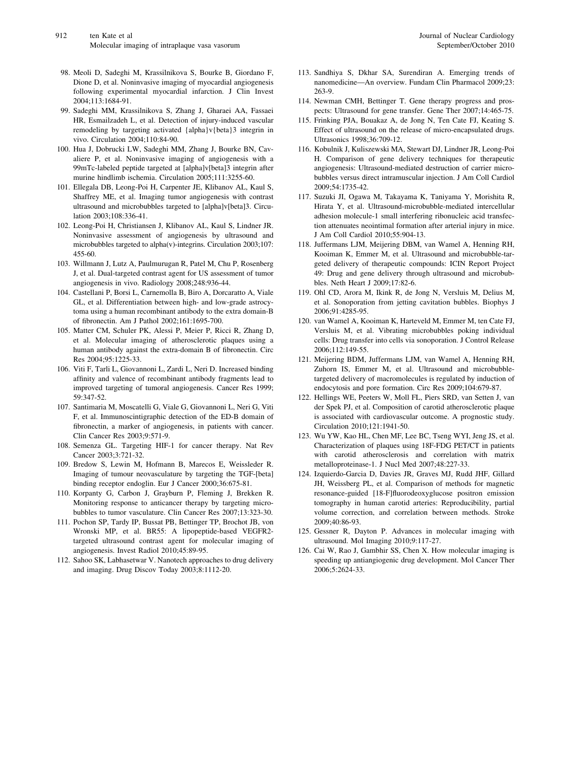98. Meoli D, Sadeghi M, Krassilnikova S, Bourke B, Giordano F, Dione D, et al. Noninvasive imaging of myocardial angiogenesis following experimental myocardial infarction. J Clin Invest 2004;113:1684-91.
99. Sadeghi MM, Krassilnikova S, Zhang J, Gharaei AA, Fassaei HR, Esmailzadeh L, et al. Detection of injury-induced vascular remodeling by targeting activated {alpha}v{beta}3 integrin in vivo. Circulation 2004;110:84-90.
100. Hua J, Dobrucki LW, Sadeghi MM, Zhang J, Bourke BN, Cavaliere P, et al. Noninvasive imaging of angiogenesis with a 99mTc-labeled peptide targeted at [alpha]v[beta]3 integrin after murine hindlimb ischemia. Circulation 2005;111:3255-60.
101. Ellegala DB, Leong-Poi H, Carpenter JE, Klibanov AL, Kaul S, Shaffrey ME, et al. Imaging tumor angiogenesis with contrast ultrasound and microbubbles targeted to [alpha]v[beta]3. Circulation 2003;108:336-41.
102. Leong-Poi H, Christiansen J, Klibanov AL, Kaul S, Lindner JR. Noninvasive assessment of angiogenesis by ultrasound and microbubbles targeted to alpha(v)-integrins. Circulation 2003;107:455-60.
103. Willmann J, Lutz A, Paulmurugan R, Patel M, Chu P, Rosenberg J, et al. Dual-targeted contrast agent for US assessment of tumor angiogenesis in vivo. Radiology 2008;248:936-44.
104. Castellani P, Borsi L, Carnemolla B, Biro A, Dorcaratto A, Viale GL, et al. Differentiation between high- and low-grade astrocytoma using a human recombinant antibody to the extra domain-B of fibronectin. Am J Pathol 2002;161:1695-700.
105. Matter CM, Schuler PK, Alessi P, Meier P, Ricci R, Zhang D, et al. Molecular imaging of atherosclerotic plaques using a human antibody against the extra-domain B of fibronectin. Circ Res 2004;95:1225-33.
106. Viti F, Tarli L, Giovannoni L, Zardi L, Neri D. Increased binding affinity and valence of recombinant antibody fragments lead to improved targeting of tumoral angiogenesis. Cancer Res 1999;59:347-52.
107. Santimaria M, Moscatelli G, Viale G, Giovannoni L, Neri G, Viti F, et al. Immunoscintigraphic detection of the ED-B domain of fibronectin, a marker of angiogenesis, in patients with cancer. Clin Cancer Res 2003;9:571-9.
108. Semenza GL. Targeting HIF-1 for cancer therapy. Nat Rev Cancer 2003;3:721-32.
109. Bredow S, Lewin M, Hofmann B, Marecos E, Weissleder R. Imaging of tumour neovasculature by targeting the TGF-[beta] binding receptor endoglin. Eur J Cancer 2000;36:675-81.
110. Korpanty G, Carbon J, Grayburn P, Fleming J, Brekken R. Monitoring response to anticancer therapy by targeting microbubbles to tumor vasculature. Clin Cancer Res 2007;13:323-30.
111. Pochon SP, Tardy IP, Bussat PB, Bettinger TP, Brochot JB, von Wronski MP, et al. BR55: A lipopeptide-based VEGFR2-targeted ultrasound contrast agent for molecular imaging of angiogenesis. Invest Radiol 2010;45:89-95.
112. Sahoo SK, Labhasetwar V. Nanotech approaches to drug delivery and imaging. Drug Discov Today 2003;8:1112-20.
113. Sandhiya S, Dkhar SA, Surendiran A. Emerging trends of nanomedicine—An overview. Fundam Clin Pharmacol 2009;23:263-9.
114. Newman CMH, Bettinger T. Gene therapy progress and prospects: Ultrasound for gene transfer. Gene Ther 2007;14:465-75.
115. Frinking PJA, Bouakaz A, de Jong N, Ten Cate FJ, Keating S. Effect of ultrasound on the release of micro-encapsulated drugs. Ultrasonics 1998;36:709-12.
116. Kobulnik J, Kuliszewski MA, Stewart DJ, Lindner JR, Leong-Poi H. Comparison of gene delivery techniques for therapeutic angiogenesis: Ultrasound-mediated destruction of carrier microbubbles versus direct intramuscular injection. J Am Coll Cardiol 2009;54:1735-42.
117. Suzuki JI, Ogawa M, Takayama K, Taniyama Y, Morishita R, Hirata Y, et al. Ultrasound-microbubble-mediated intercellular adhesion molecule-1 small interfering ribonucleic acid transfection attenuates neointimal formation after arterial injury in mice. J Am Coll Cardiol 2010;55:904-13.
118. Juffermans LJM, Meijering DBM, van Wamel A, Henning RH, Kooiman K, Emmer M, et al. Ultrasound and microbubble-targeted delivery of therapeutic compounds: ICIN Report Project 49: Drug and gene delivery through ultrasound and microbubbles. Neth Heart J 2009;17:82-6.
119. Ohl CD, Arora M, Ikink R, de Jong N, Versluis M, Delius M, et al. Sonoporation from jetting cavitation bubbles. Biophys J 2006;91:4285-95.
120. van Wamel A, Kooiman K, Harteveld M, Emmer M, ten Cate FJ, Versluis M, et al. Vibrating microbubbles poking individual cells: Drug transfer into cells via sonoporation. J Control Release 2006;112:149-55.
121. Meijering BDM, Juffermans LJM, van Wamel A, Henning RH, Zuhorn IS, Emmer M, et al. Ultrasound and microbubble-targeted delivery of macromolecules is regulated by induction of endocytosis and pore formation. Circ Res 2009;104:679-87.
122. Hellings WE, Peeters W, Moll FL, Piers SRD, van Setten J, van der Spek PJ, et al. Composition of carotid atherosclerotic plaque is associated with cardiovascular outcome. A prognostic study. Circulation 2010;121:1941-50.
123. Wu YW, Kao HL, Chen MF, Lee BC, Tseng WYI, Jeng JS, et al. Characterization of plaques using 18F-FDG PET/CT in patients with carotid atherosclerosis and correlation with matrix metalloproteinase-1. J Nucl Med 2007;48:227-33.
124. Izquierdo-Garcia D, Davies JR, Graves MJ, Rudd JHF, Gillard JH, Weissberg PL, et al. Comparison of methods for magnetic resonance-guided [18-F]fluorodeoxyglucose positron emission tomography in human carotid arteries: Reproducibility, partial volume correction, and correlation between methods. Stroke 2009;40:86-93.
125. Gessner R, Dayton P. Advances in molecular imaging with ultrasound. Mol Imaging 2010;9:117-27.
126. Cai W, Rao J, Gambhir SS, Chen X. How molecular imaging is speeding up antiangiogenic drug development. Mol Cancer Ther 2006;5:2624-33.